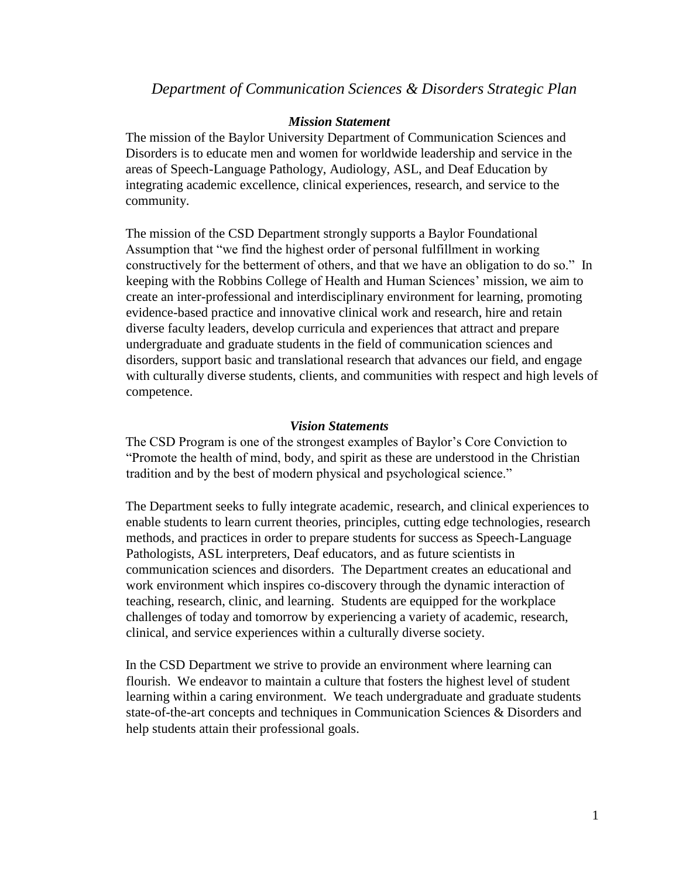# *Department of Communication Sciences & Disorders Strategic Plan*

## ***Mission Statement***

The mission of the Baylor University Department of Communication Sciences and Disorders is to educate men and women for worldwide leadership and service in the areas of Speech-Language Pathology, Audiology, ASL, and Deaf Education by integrating academic excellence, clinical experiences, research, and service to the community.

The mission of the CSD Department strongly supports a Baylor Foundational Assumption that "we find the highest order of personal fulfillment in working constructively for the betterment of others, and that we have an obligation to do so." In keeping with the Robbins College of Health and Human Sciences' mission, we aim to create an inter-professional and interdisciplinary environment for learning, promoting evidence-based practice and innovative clinical work and research, hire and retain diverse faculty leaders, develop curricula and experiences that attract and prepare undergraduate and graduate students in the field of communication sciences and disorders, support basic and translational research that advances our field, and engage with culturally diverse students, clients, and communities with respect and high levels of competence.

## ***Vision Statements***

The CSD Program is one of the strongest examples of Baylor's Core Conviction to "Promote the health of mind, body, and spirit as these are understood in the Christian tradition and by the best of modern physical and psychological science."

The Department seeks to fully integrate academic, research, and clinical experiences to enable students to learn current theories, principles, cutting edge technologies, research methods, and practices in order to prepare students for success as Speech-Language Pathologists, ASL interpreters, Deaf educators, and as future scientists in communication sciences and disorders. The Department creates an educational and work environment which inspires co-discovery through the dynamic interaction of teaching, research, clinic, and learning. Students are equipped for the workplace challenges of today and tomorrow by experiencing a variety of academic, research, clinical, and service experiences within a culturally diverse society.

In the CSD Department we strive to provide an environment where learning can flourish. We endeavor to maintain a culture that fosters the highest level of student learning within a caring environment. We teach undergraduate and graduate students state-of-the-art concepts and techniques in Communication Sciences & Disorders and help students attain their professional goals.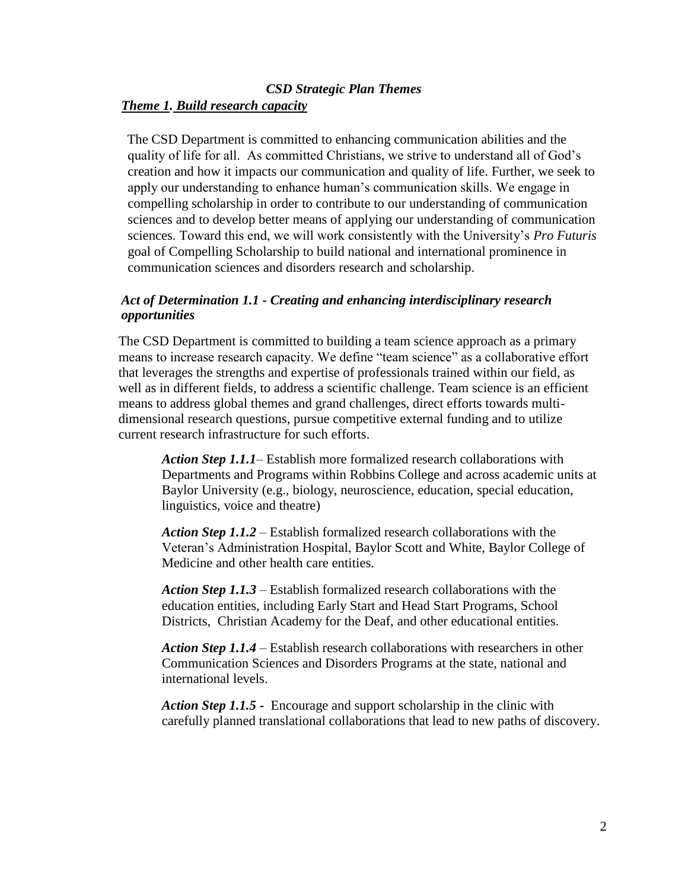## *CSD Strategic Plan Themes*

### ***Theme 1. Build research capacity***

The CSD Department is committed to enhancing communication abilities and the quality of life for all. As committed Christians, we strive to understand all of God's creation and how it impacts our communication and quality of life. Further, we seek to apply our understanding to enhance human's communication skills. We engage in compelling scholarship in order to contribute to our understanding of communication sciences and to develop better means of applying our understanding of communication sciences. Toward this end, we will work consistently with the University's *Pro Futuris* goal of Compelling Scholarship to build national and international prominence in communication sciences and disorders research and scholarship.

#### ***Act of Determination 1.1 - Creating and enhancing interdisciplinary research opportunities***

The CSD Department is committed to building a team science approach as a primary means to increase research capacity. We define "team science" as a collaborative effort that leverages the strengths and expertise of professionals trained within our field, as well as in different fields, to address a scientific challenge. Team science is an efficient means to address global themes and grand challenges, direct efforts towards multi-dimensional research questions, pursue competitive external funding and to utilize current research infrastructure for such efforts.

***Action Step 1.1.1***– Establish more formalized research collaborations with Departments and Programs within Robbins College and across academic units at Baylor University (e.g., biology, neuroscience, education, special education, linguistics, voice and theatre)

***Action Step 1.1.2*** – Establish formalized research collaborations with the Veteran's Administration Hospital, Baylor Scott and White, Baylor College of Medicine and other health care entities.

***Action Step 1.1.3*** – Establish formalized research collaborations with the education entities, including Early Start and Head Start Programs, School Districts, Christian Academy for the Deaf, and other educational entities.

***Action Step 1.1.4*** – Establish research collaborations with researchers in other Communication Sciences and Disorders Programs at the state, national and international levels.

***Action Step 1.1.5 -*** Encourage and support scholarship in the clinic with carefully planned translational collaborations that lead to new paths of discovery.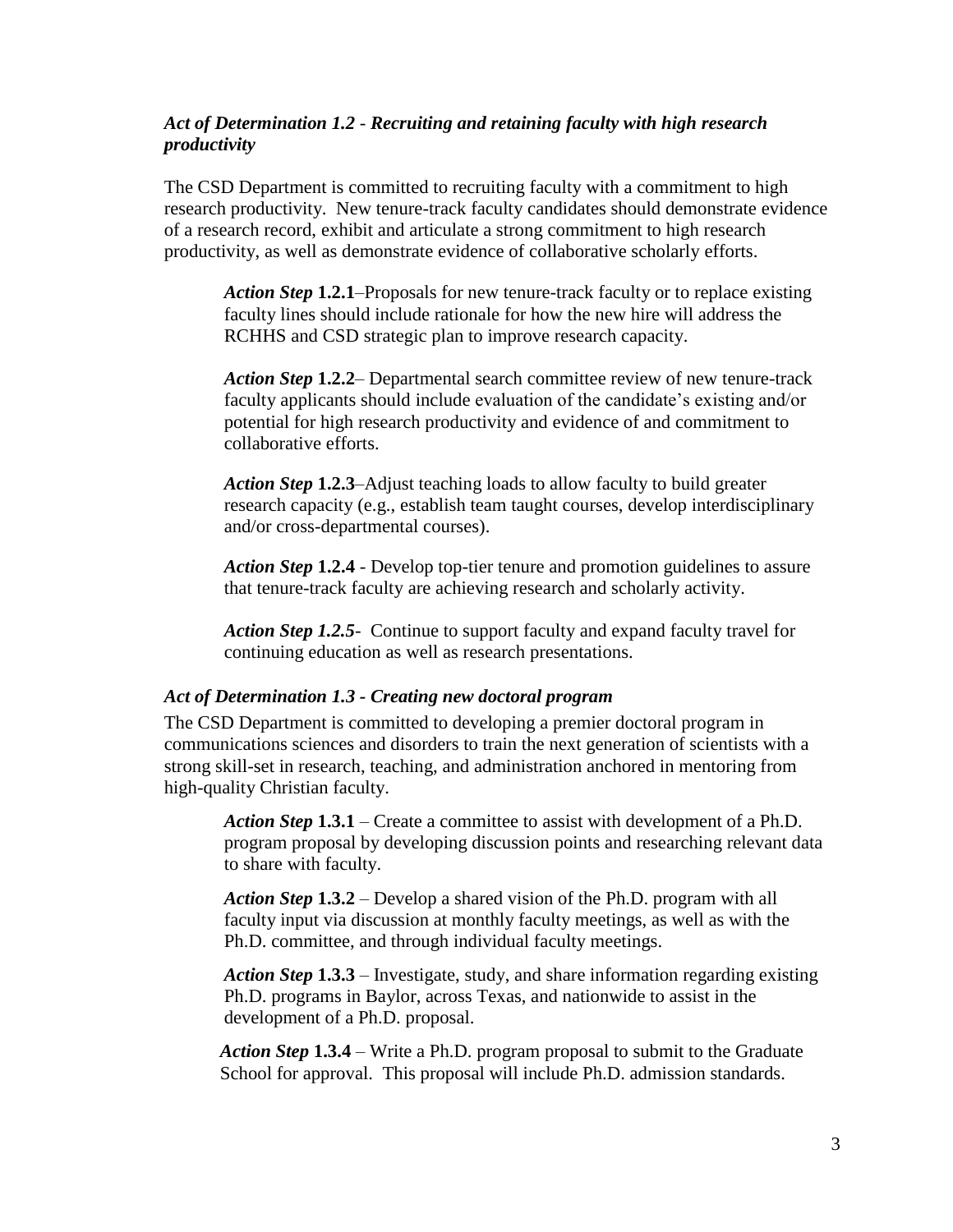### *Act of Determination 1.2 - Recruiting and retaining faculty with high research productivity*

The CSD Department is committed to recruiting faculty with a commitment to high research productivity. New tenure-track faculty candidates should demonstrate evidence of a research record, exhibit and articulate a strong commitment to high research productivity, as well as demonstrate evidence of collaborative scholarly efforts.

> ***Action Step* 1.2.1**–Proposals for new tenure-track faculty or to replace existing faculty lines should include rationale for how the new hire will address the RCHHS and CSD strategic plan to improve research capacity.
>
> ***Action Step* 1.2.2**– Departmental search committee review of new tenure-track faculty applicants should include evaluation of the candidate's existing and/or potential for high research productivity and evidence of and commitment to collaborative efforts.
>
> ***Action Step* 1.2.3**–Adjust teaching loads to allow faculty to build greater research capacity (e.g., establish team taught courses, develop interdisciplinary and/or cross-departmental courses).
>
> ***Action Step* 1.2.4** - Develop top-tier tenure and promotion guidelines to assure that tenure-track faculty are achieving research and scholarly activity.
>
> ***Action Step 1.2.5***- Continue to support faculty and expand faculty travel for continuing education as well as research presentations.

### *Act of Determination 1.3 - Creating new doctoral program*

The CSD Department is committed to developing a premier doctoral program in communications sciences and disorders to train the next generation of scientists with a strong skill-set in research, teaching, and administration anchored in mentoring from high-quality Christian faculty.

> ***Action Step* 1.3.1** – Create a committee to assist with development of a Ph.D. program proposal by developing discussion points and researching relevant data to share with faculty.
>
> ***Action Step* 1.3.2** – Develop a shared vision of the Ph.D. program with all faculty input via discussion at monthly faculty meetings, as well as with the Ph.D. committee, and through individual faculty meetings.
>
> ***Action Step* 1.3.3** – Investigate, study, and share information regarding existing Ph.D. programs in Baylor, across Texas, and nationwide to assist in the development of a Ph.D. proposal.
>
> ***Action Step* 1.3.4** – Write a Ph.D. program proposal to submit to the Graduate School for approval. This proposal will include Ph.D. admission standards.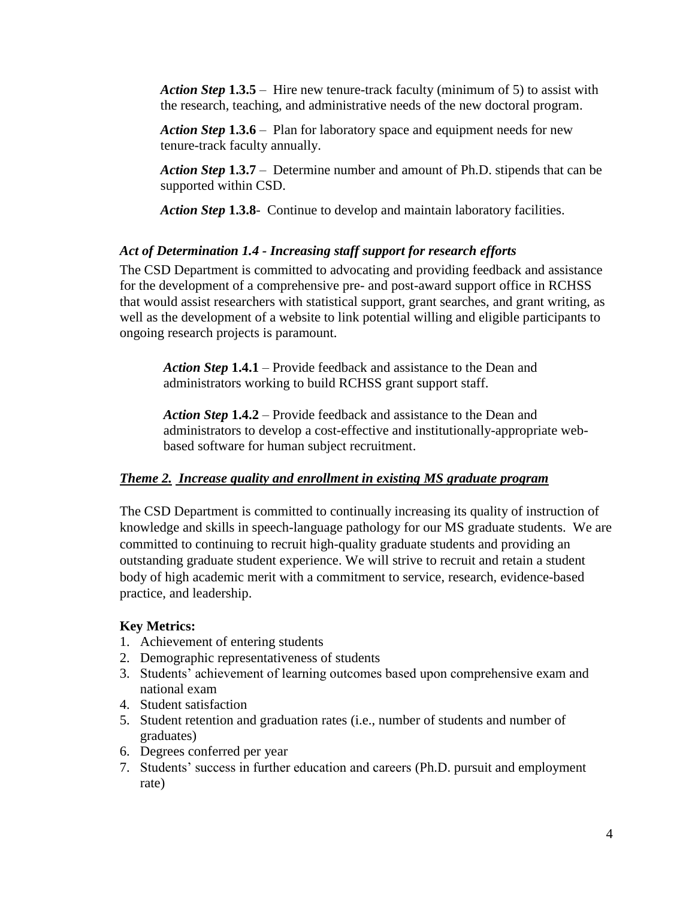*Action Step* **1.3.5** – Hire new tenure-track faculty (minimum of 5) to assist with the research, teaching, and administrative needs of the new doctoral program.

*Action Step* **1.3.6** – Plan for laboratory space and equipment needs for new tenure-track faculty annually.

*Action Step* **1.3.7** – Determine number and amount of Ph.D. stipends that can be supported within CSD.

*Action Step* **1.3.8**- Continue to develop and maintain laboratory facilities.

### *Act of Determination 1.4 - Increasing staff support for research efforts*

The CSD Department is committed to advocating and providing feedback and assistance for the development of a comprehensive pre- and post-award support office in RCHSS that would assist researchers with statistical support, grant searches, and grant writing, as well as the development of a website to link potential willing and eligible participants to ongoing research projects is paramount.

*Action Step* **1.4.1** – Provide feedback and assistance to the Dean and administrators working to build RCHSS grant support staff.

*Action Step* **1.4.2** – Provide feedback and assistance to the Dean and administrators to develop a cost-effective and institutionally-appropriate web-based software for human subject recruitment.

## ***Theme 2. Increase quality and enrollment in existing MS graduate program***

The CSD Department is committed to continually increasing its quality of instruction of knowledge and skills in speech-language pathology for our MS graduate students. We are committed to continuing to recruit high-quality graduate students and providing an outstanding graduate student experience. We will strive to recruit and retain a student body of high academic merit with a commitment to service, research, evidence-based practice, and leadership.

**Key Metrics:**

1. Achievement of entering students
2. Demographic representativeness of students
3. Students' achievement of learning outcomes based upon comprehensive exam and national exam
4. Student satisfaction
5. Student retention and graduation rates (i.e., number of students and number of graduates)
6. Degrees conferred per year
7. Students' success in further education and careers (Ph.D. pursuit and employment rate)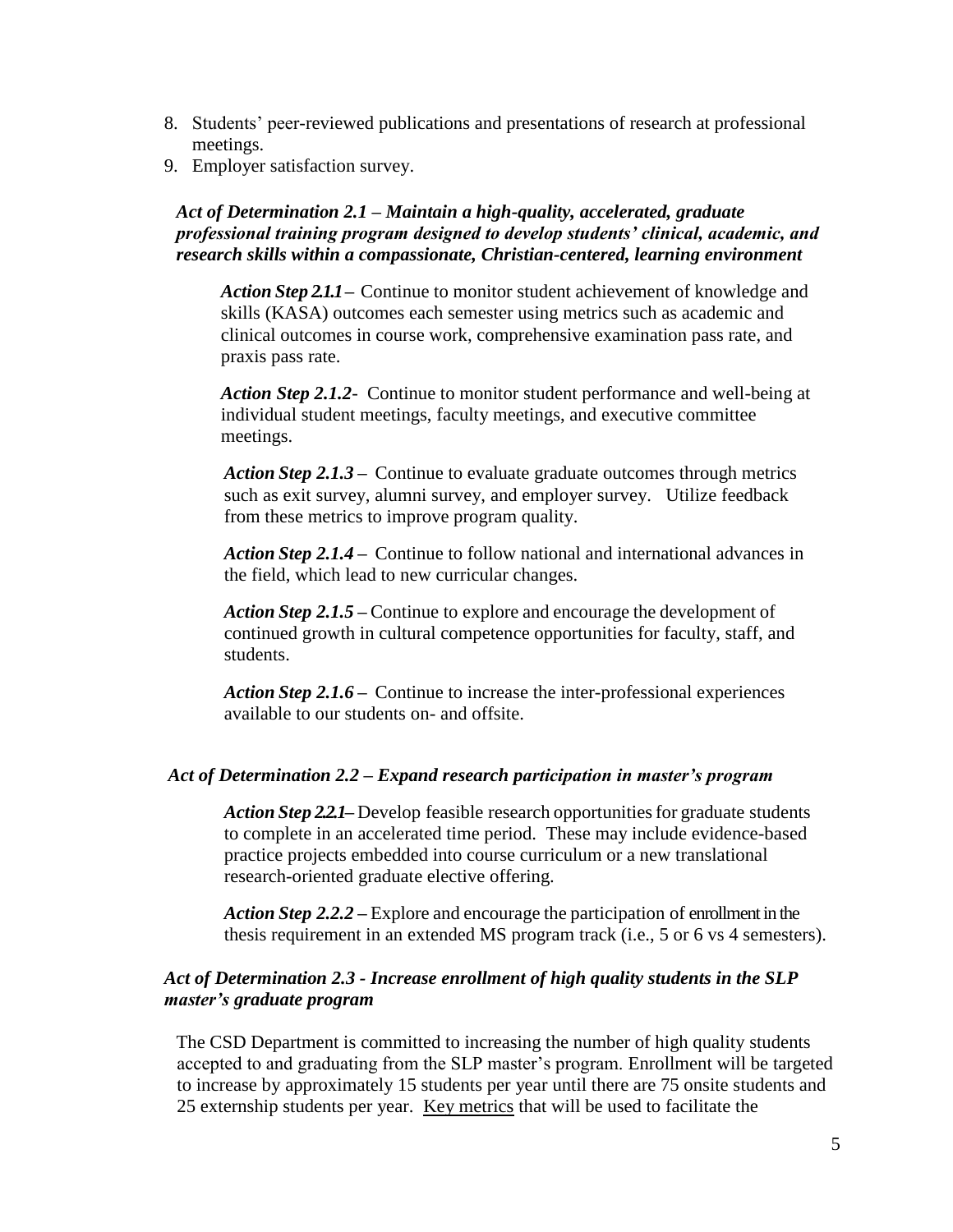8. Students' peer-reviewed publications and presentations of research at professional meetings.
9. Employer satisfaction survey.

***Act of Determination 2.1 – Maintain a high-quality, accelerated, graduate professional training program designed to develop students' clinical, academic, and research skills within a compassionate, Christian-centered, learning environment***

***Action Step 2.1.1 –*** Continue to monitor student achievement of knowledge and skills (KASA) outcomes each semester using metrics such as academic and clinical outcomes in course work, comprehensive examination pass rate, and praxis pass rate.

***Action Step 2.1.2***- Continue to monitor student performance and well-being at individual student meetings, faculty meetings, and executive committee meetings.

***Action Step 2.1.3 –*** Continue to evaluate graduate outcomes through metrics such as exit survey, alumni survey, and employer survey. Utilize feedback from these metrics to improve program quality.

***Action Step 2.1.4 –*** Continue to follow national and international advances in the field, which lead to new curricular changes.

***Action Step 2.1.5 –*** Continue to explore and encourage the development of continued growth in cultural competence opportunities for faculty, staff, and students.

***Action Step 2.1.6 –*** Continue to increase the inter-professional experiences available to our students on- and offsite.

***Act of Determination 2.2 – Expand research participation in master's program***

***Action Step 2.2.1–*** Develop feasible research opportunities for graduate students to complete in an accelerated time period. These may include evidence-based practice projects embedded into course curriculum or a new translational research-oriented graduate elective offering.

***Action Step 2.2.2 –*** Explore and encourage the participation of enrollment in the thesis requirement in an extended MS program track (i.e., 5 or 6 vs 4 semesters).

***Act of Determination 2.3 - Increase enrollment of high quality students in the SLP master's graduate program***

The CSD Department is committed to increasing the number of high quality students accepted to and graduating from the SLP master's program. Enrollment will be targeted to increase by approximately 15 students per year until there are 75 onsite students and 25 externship students per year. Key metrics that will be used to facilitate the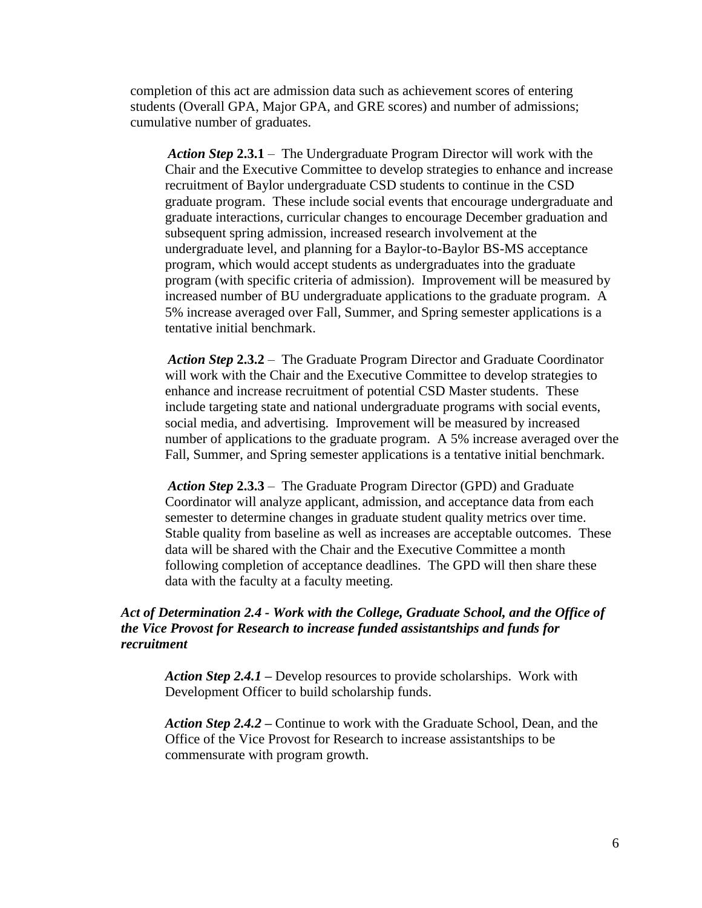completion of this act are admission data such as achievement scores of entering students (Overall GPA, Major GPA, and GRE scores) and number of admissions; cumulative number of graduates.

***Action Step* 2.3.1** – The Undergraduate Program Director will work with the Chair and the Executive Committee to develop strategies to enhance and increase recruitment of Baylor undergraduate CSD students to continue in the CSD graduate program. These include social events that encourage undergraduate and graduate interactions, curricular changes to encourage December graduation and subsequent spring admission, increased research involvement at the undergraduate level, and planning for a Baylor-to-Baylor BS-MS acceptance program, which would accept students as undergraduates into the graduate program (with specific criteria of admission). Improvement will be measured by increased number of BU undergraduate applications to the graduate program. A 5% increase averaged over Fall, Summer, and Spring semester applications is a tentative initial benchmark.

***Action Step* 2.3.2** – The Graduate Program Director and Graduate Coordinator will work with the Chair and the Executive Committee to develop strategies to enhance and increase recruitment of potential CSD Master students. These include targeting state and national undergraduate programs with social events, social media, and advertising. Improvement will be measured by increased number of applications to the graduate program. A 5% increase averaged over the Fall, Summer, and Spring semester applications is a tentative initial benchmark.

***Action Step* 2.3.3** – The Graduate Program Director (GPD) and Graduate Coordinator will analyze applicant, admission, and acceptance data from each semester to determine changes in graduate student quality metrics over time. Stable quality from baseline as well as increases are acceptable outcomes. These data will be shared with the Chair and the Executive Committee a month following completion of acceptance deadlines. The GPD will then share these data with the faculty at a faculty meeting.

***Act of Determination 2.4 - Work with the College, Graduate School, and the Office of the Vice Provost for Research to increase funded assistantships and funds for recruitment***

***Action Step 2.4.1* –** Develop resources to provide scholarships. Work with Development Officer to build scholarship funds.

***Action Step 2.4.2* –** Continue to work with the Graduate School, Dean, and the Office of the Vice Provost for Research to increase assistantships to be commensurate with program growth.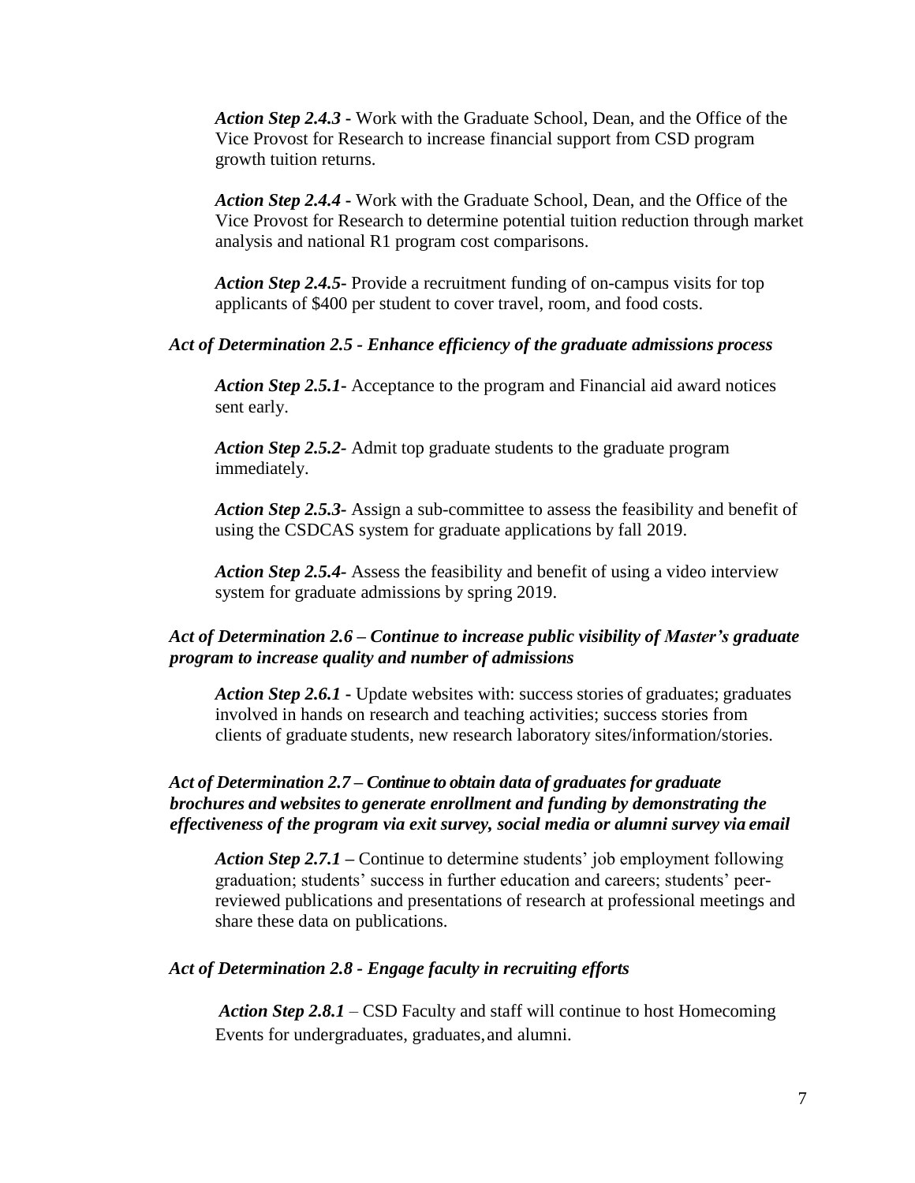*Action Step 2.4.3* - Work with the Graduate School, Dean, and the Office of the Vice Provost for Research to increase financial support from CSD program growth tuition returns.

*Action Step 2.4.4* - Work with the Graduate School, Dean, and the Office of the Vice Provost for Research to determine potential tuition reduction through market analysis and national R1 program cost comparisons.

*Action Step 2.4.5*- Provide a recruitment funding of on-campus visits for top applicants of $400 per student to cover travel, room, and food costs.

***Act of Determination 2.5 - Enhance efficiency of the graduate admissions process***

*Action Step 2.5.1*- Acceptance to the program and Financial aid award notices sent early.

*Action Step 2.5.2*- Admit top graduate students to the graduate program immediately.

*Action Step 2.5.3*- Assign a sub-committee to assess the feasibility and benefit of using the CSDCAS system for graduate applications by fall 2019.

*Action Step 2.5.4*- Assess the feasibility and benefit of using a video interview system for graduate admissions by spring 2019.

***Act of Determination 2.6 – Continue to increase public visibility of Master's graduate program to increase quality and number of admissions***

*Action Step 2.6.1* - Update websites with: success stories of graduates; graduates involved in hands on research and teaching activities; success stories from clients of graduate students, new research laboratory sites/information/stories.

***Act of Determination 2.7 – Continue to obtain data of graduates for graduate brochures and websites to generate enrollment and funding by demonstrating the effectiveness of the program via exit survey, social media or alumni survey via email***

*Action Step 2.7.1* – Continue to determine students' job employment following graduation; students' success in further education and careers; students' peer-reviewed publications and presentations of research at professional meetings and share these data on publications.

***Act of Determination 2.8 - Engage faculty in recruiting efforts***

*Action Step 2.8.1* – CSD Faculty and staff will continue to host Homecoming Events for undergraduates, graduates, and alumni.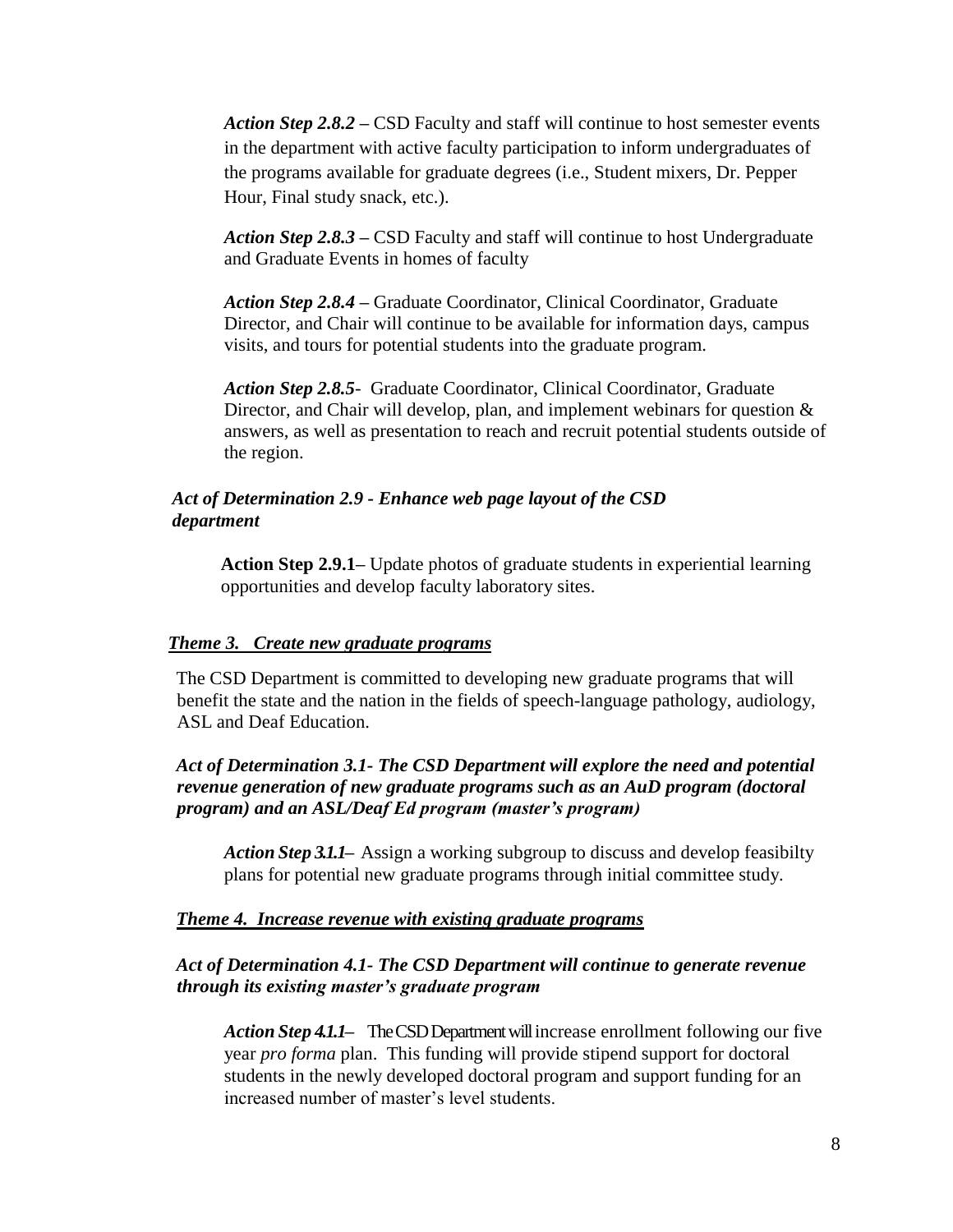*Action Step 2.8.2* – CSD Faculty and staff will continue to host semester events in the department with active faculty participation to inform undergraduates of the programs available for graduate degrees (i.e., Student mixers, Dr. Pepper Hour, Final study snack, etc.).

*Action Step 2.8.3* – CSD Faculty and staff will continue to host Undergraduate and Graduate Events in homes of faculty

*Action Step 2.8.4* – Graduate Coordinator, Clinical Coordinator, Graduate Director, and Chair will continue to be available for information days, campus visits, and tours for potential students into the graduate program.

*Action Step 2.8.5*- Graduate Coordinator, Clinical Coordinator, Graduate Director, and Chair will develop, plan, and implement webinars for question & answers, as well as presentation to reach and recruit potential students outside of the region.

***Act of Determination 2.9 - Enhance web page layout of the CSD department***

**Action Step 2.9.1**– Update photos of graduate students in experiential learning opportunities and develop faculty laboratory sites.

***Theme 3. Create new graduate programs***

The CSD Department is committed to developing new graduate programs that will benefit the state and the nation in the fields of speech-language pathology, audiology, ASL and Deaf Education.

***Act of Determination 3.1- The CSD Department will explore the need and potential revenue generation of new graduate programs such as an AuD program (doctoral program) and an ASL/Deaf Ed program (master's program)***

*Action Step 3.1.1*– Assign a working subgroup to discuss and develop feasibilty plans for potential new graduate programs through initial committee study.

***Theme 4. Increase revenue with existing graduate programs***

***Act of Determination 4.1- The CSD Department will continue to generate revenue through its existing master's graduate program***

*Action Step 4.1.1*– The CSD Department will increase enrollment following our five year *pro forma* plan. This funding will provide stipend support for doctoral students in the newly developed doctoral program and support funding for an increased number of master's level students.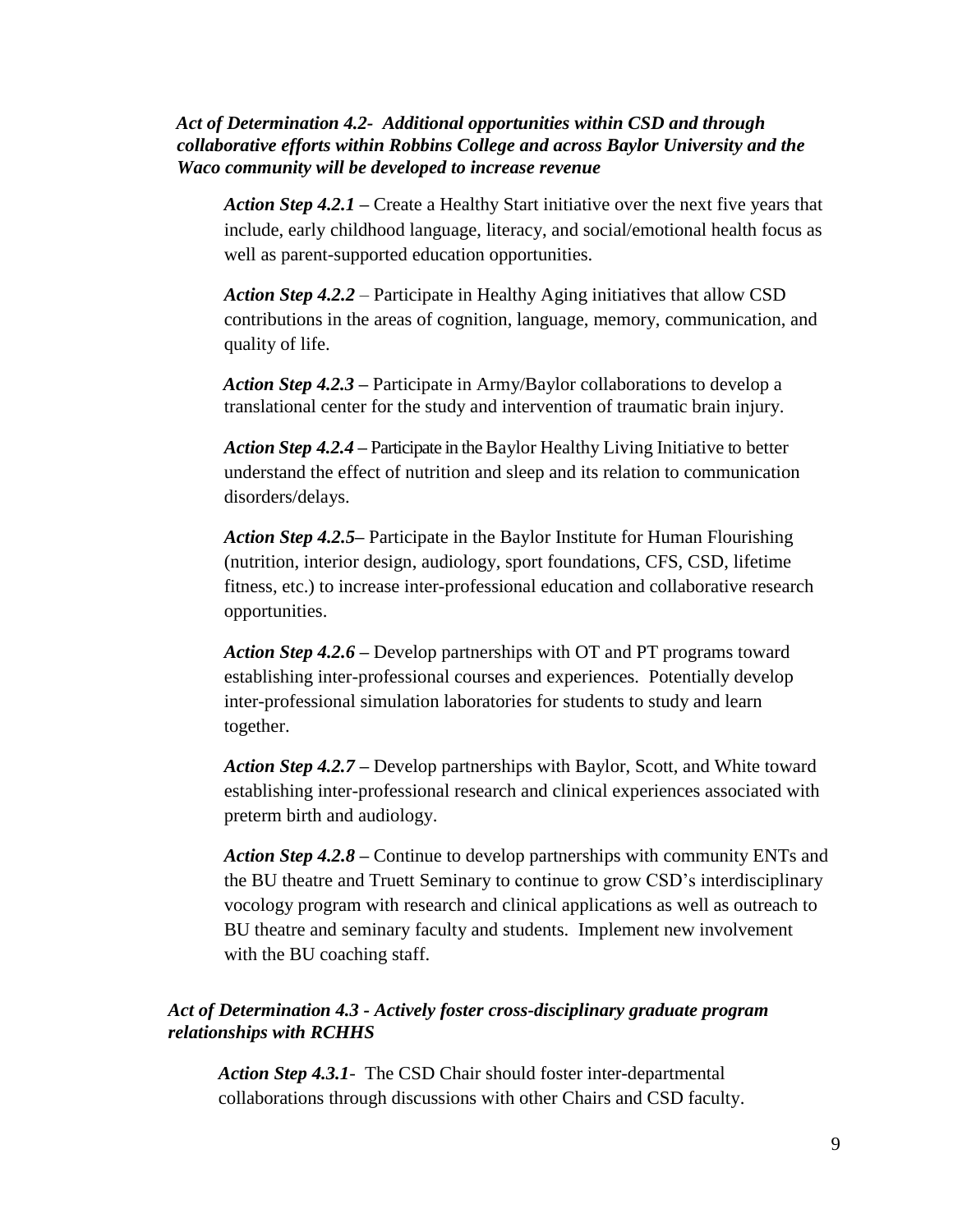***Act of Determination 4.2- Additional opportunities within CSD and through collaborative efforts within Robbins College and across Baylor University and the Waco community will be developed to increase revenue***

***Action Step 4.2.1*** – Create a Healthy Start initiative over the next five years that include, early childhood language, literacy, and social/emotional health focus as well as parent-supported education opportunities.

***Action Step 4.2.2*** – Participate in Healthy Aging initiatives that allow CSD contributions in the areas of cognition, language, memory, communication, and quality of life.

***Action Step 4.2.3*** – Participate in Army/Baylor collaborations to develop a translational center for the study and intervention of traumatic brain injury.

***Action Step 4.2.4*** – Participate in the Baylor Healthy Living Initiative to better understand the effect of nutrition and sleep and its relation to communication disorders/delays.

***Action Step 4.2.5***– Participate in the Baylor Institute for Human Flourishing (nutrition, interior design, audiology, sport foundations, CFS, CSD, lifetime fitness, etc.) to increase inter-professional education and collaborative research opportunities.

***Action Step 4.2.6*** – Develop partnerships with OT and PT programs toward establishing inter-professional courses and experiences. Potentially develop inter-professional simulation laboratories for students to study and learn together.

***Action Step 4.2.7*** – Develop partnerships with Baylor, Scott, and White toward establishing inter-professional research and clinical experiences associated with preterm birth and audiology.

***Action Step 4.2.8*** – Continue to develop partnerships with community ENTs and the BU theatre and Truett Seminary to continue to grow CSD's interdisciplinary vocology program with research and clinical applications as well as outreach to BU theatre and seminary faculty and students. Implement new involvement with the BU coaching staff.

***Act of Determination 4.3 - Actively foster cross-disciplinary graduate program relationships with RCHHS***

***Action Step 4.3.1***- The CSD Chair should foster inter-departmental collaborations through discussions with other Chairs and CSD faculty.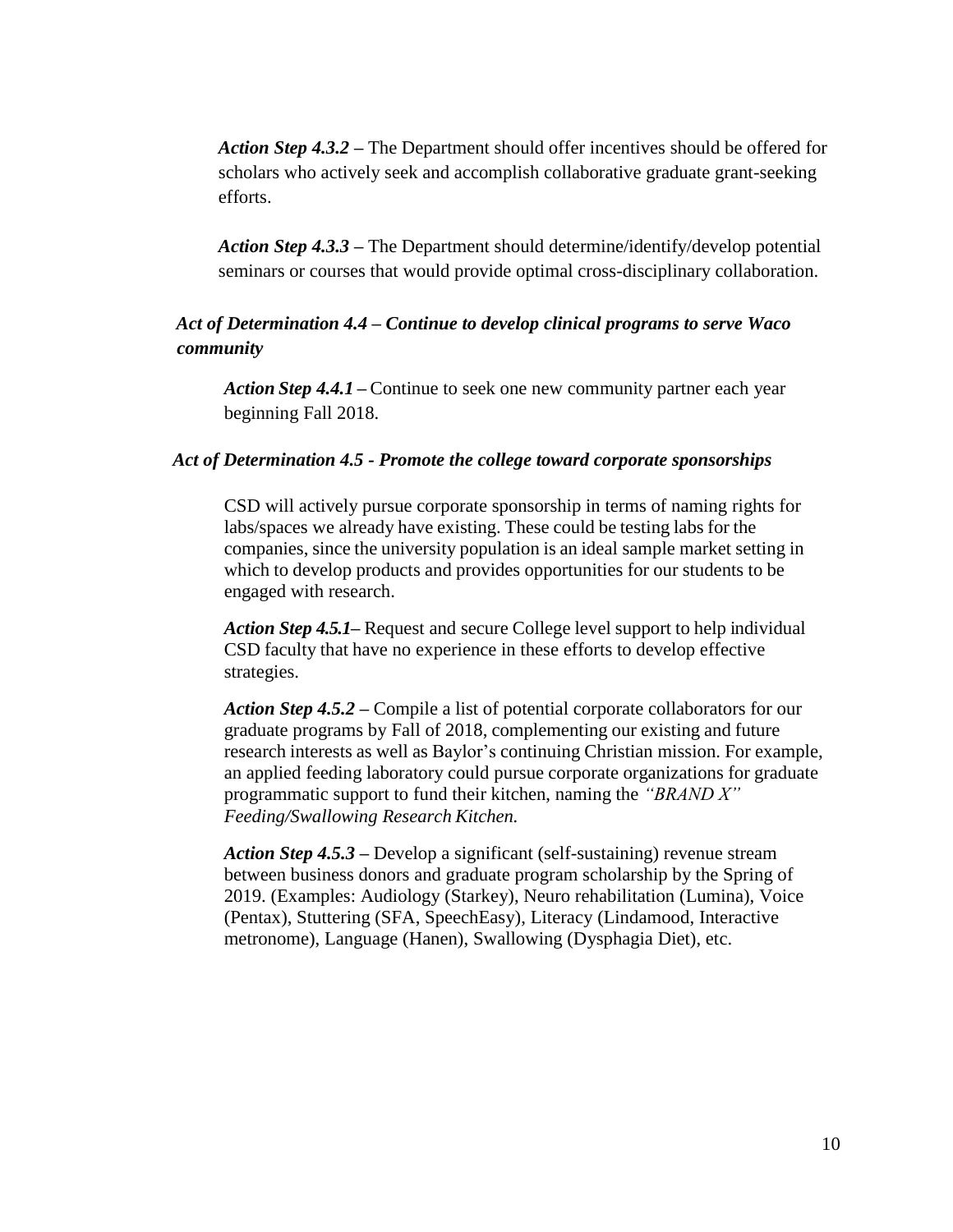*Action Step 4.3.2* – The Department should offer incentives should be offered for scholars who actively seek and accomplish collaborative graduate grant-seeking efforts.

*Action Step 4.3.3* – The Department should determine/identify/develop potential seminars or courses that would provide optimal cross-disciplinary collaboration.

***Act of Determination 4.4 – Continue to develop clinical programs to serve Waco community***

*Action Step 4.4.1* – Continue to seek one new community partner each year beginning Fall 2018.

***Act of Determination 4.5 - Promote the college toward corporate sponsorships***

CSD will actively pursue corporate sponsorship in terms of naming rights for labs/spaces we already have existing. These could be testing labs for the companies, since the university population is an ideal sample market setting in which to develop products and provides opportunities for our students to be engaged with research.

*Action Step 4.5.1*– Request and secure College level support to help individual CSD faculty that have no experience in these efforts to develop effective strategies.

*Action Step 4.5.2* – Compile a list of potential corporate collaborators for our graduate programs by Fall of 2018, complementing our existing and future research interests as well as Baylor's continuing Christian mission. For example, an applied feeding laboratory could pursue corporate organizations for graduate programmatic support to fund their kitchen, naming the *"BRAND X" Feeding/Swallowing Research Kitchen.*

*Action Step 4.5.3* – Develop a significant (self-sustaining) revenue stream between business donors and graduate program scholarship by the Spring of 2019. (Examples: Audiology (Starkey), Neuro rehabilitation (Lumina), Voice (Pentax), Stuttering (SFA, SpeechEasy), Literacy (Lindamood, Interactive metronome), Language (Hanen), Swallowing (Dysphagia Diet), etc.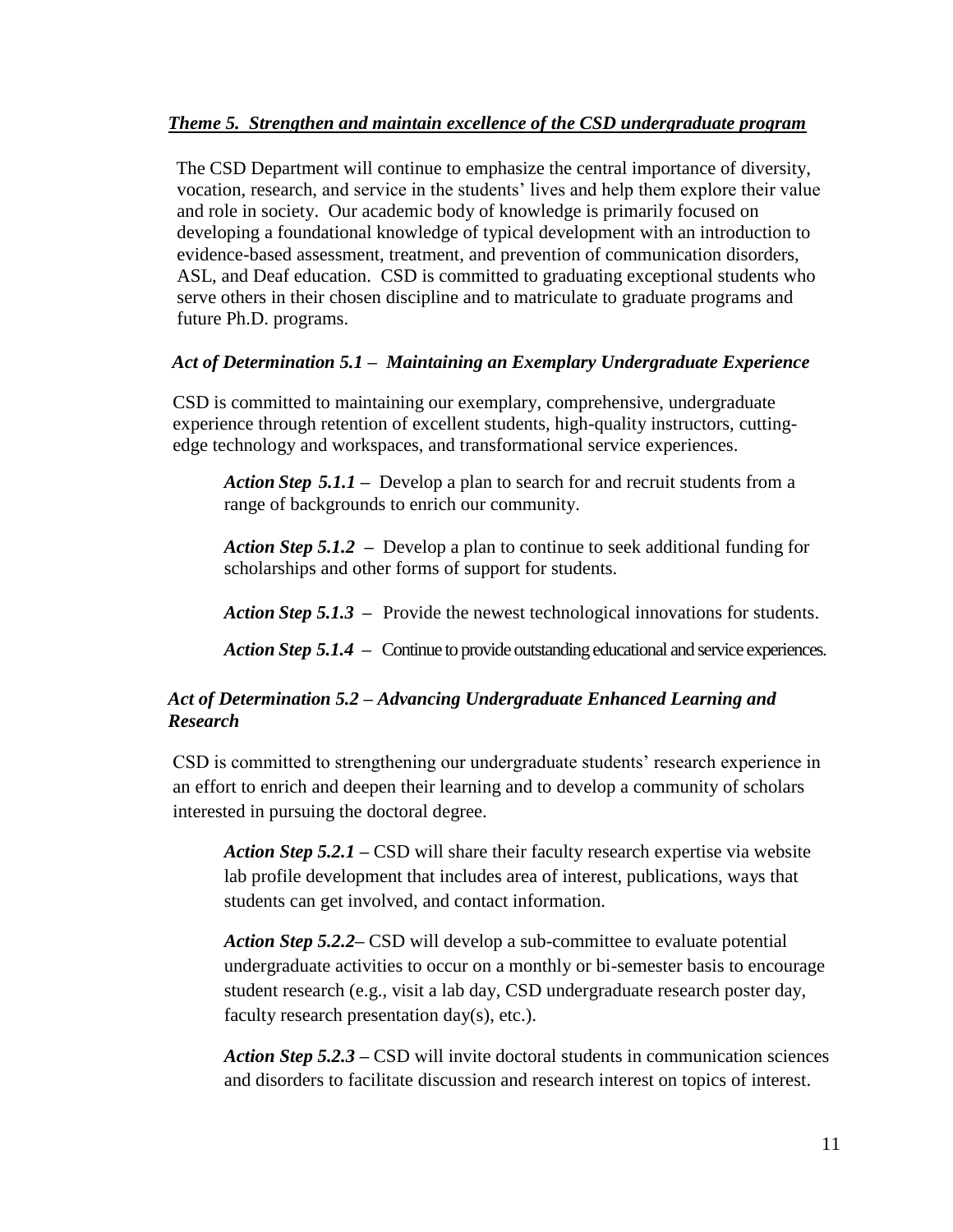## ***Theme 5. Strengthen and maintain excellence of the CSD undergraduate program***

The CSD Department will continue to emphasize the central importance of diversity, vocation, research, and service in the students' lives and help them explore their value and role in society. Our academic body of knowledge is primarily focused on developing a foundational knowledge of typical development with an introduction to evidence-based assessment, treatment, and prevention of communication disorders, ASL, and Deaf education. CSD is committed to graduating exceptional students who serve others in their chosen discipline and to matriculate to graduate programs and future Ph.D. programs.

### *Act of Determination 5.1 – Maintaining an Exemplary Undergraduate Experience*

CSD is committed to maintaining our exemplary, comprehensive, undergraduate experience through retention of excellent students, high-quality instructors, cutting-edge technology and workspaces, and transformational service experiences.

***Action Step 5.1.1*** – Develop a plan to search for and recruit students from a range of backgrounds to enrich our community.

***Action Step 5.1.2*** – Develop a plan to continue to seek additional funding for scholarships and other forms of support for students.

***Action Step 5.1.3*** – Provide the newest technological innovations for students.

***Action Step 5.1.4*** – Continue to provide outstanding educational and service experiences.

### *Act of Determination 5.2 – Advancing Undergraduate Enhanced Learning and Research*

CSD is committed to strengthening our undergraduate students' research experience in an effort to enrich and deepen their learning and to develop a community of scholars interested in pursuing the doctoral degree.

***Action Step 5.2.1*** – CSD will share their faculty research expertise via website lab profile development that includes area of interest, publications, ways that students can get involved, and contact information.

***Action Step 5.2.2*** – CSD will develop a sub-committee to evaluate potential undergraduate activities to occur on a monthly or bi-semester basis to encourage student research (e.g., visit a lab day, CSD undergraduate research poster day, faculty research presentation day(s), etc.).

***Action Step 5.2.3*** – CSD will invite doctoral students in communication sciences and disorders to facilitate discussion and research interest on topics of interest.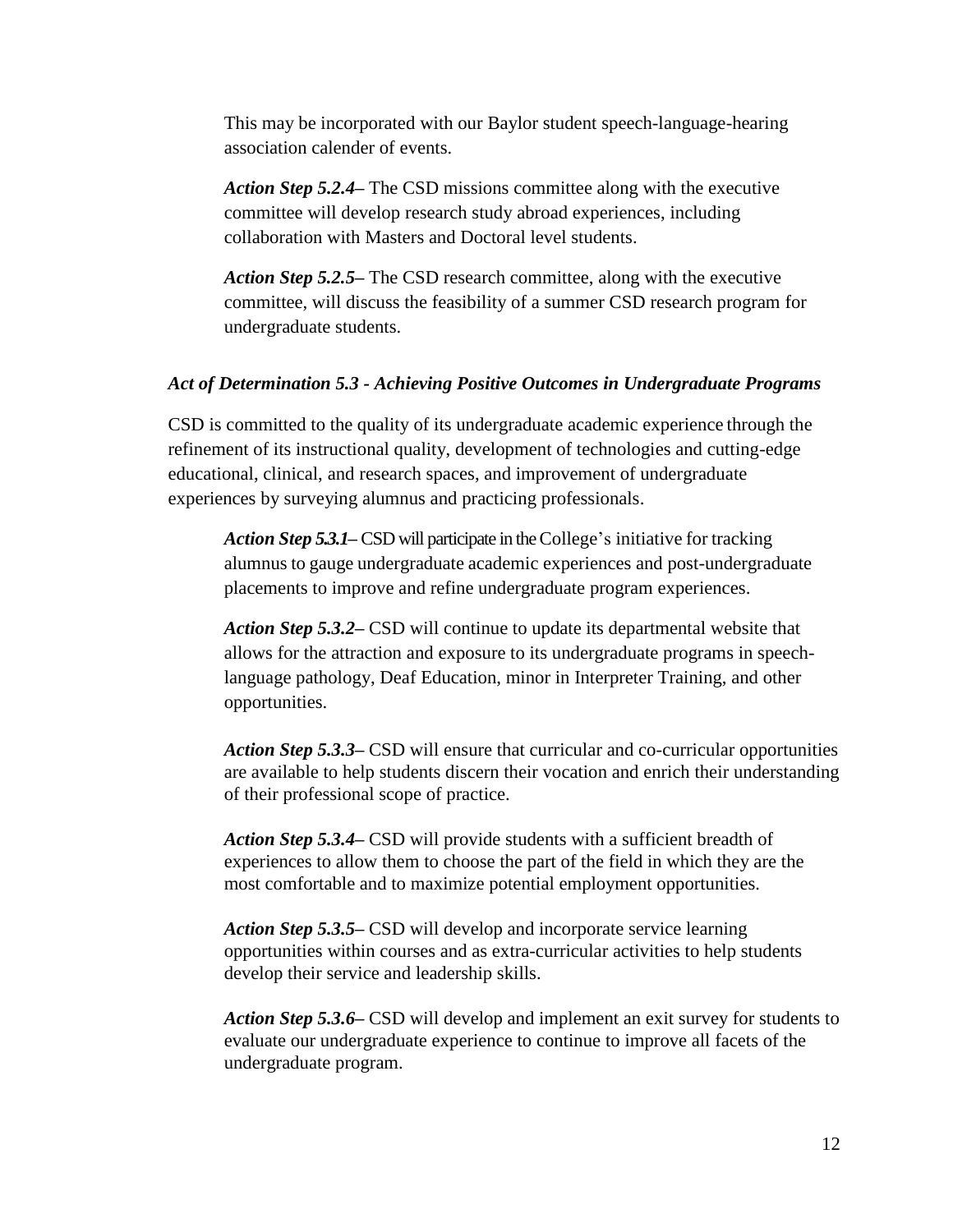This may be incorporated with our Baylor student speech-language-hearing association calender of events.

***Action Step 5.2.4***– The CSD missions committee along with the executive committee will develop research study abroad experiences, including collaboration with Masters and Doctoral level students.

***Action Step 5.2.5***– The CSD research committee, along with the executive committee, will discuss the feasibility of a summer CSD research program for undergraduate students.

***Act of Determination 5.3 - Achieving Positive Outcomes in Undergraduate Programs***

CSD is committed to the quality of its undergraduate academic experience through the refinement of its instructional quality, development of technologies and cutting-edge educational, clinical, and research spaces, and improvement of undergraduate experiences by surveying alumnus and practicing professionals.

***Action Step 5.3.1***– CSD will participate in the College's initiative for tracking alumnus to gauge undergraduate academic experiences and post-undergraduate placements to improve and refine undergraduate program experiences.

***Action Step 5.3.2***– CSD will continue to update its departmental website that allows for the attraction and exposure to its undergraduate programs in speech-language pathology, Deaf Education, minor in Interpreter Training, and other opportunities.

***Action Step 5.3.3***– CSD will ensure that curricular and co-curricular opportunities are available to help students discern their vocation and enrich their understanding of their professional scope of practice.

***Action Step 5.3.4***– CSD will provide students with a sufficient breadth of experiences to allow them to choose the part of the field in which they are the most comfortable and to maximize potential employment opportunities.

***Action Step 5.3.5***– CSD will develop and incorporate service learning opportunities within courses and as extra-curricular activities to help students develop their service and leadership skills.

***Action Step 5.3.6***– CSD will develop and implement an exit survey for students to evaluate our undergraduate experience to continue to improve all facets of the undergraduate program.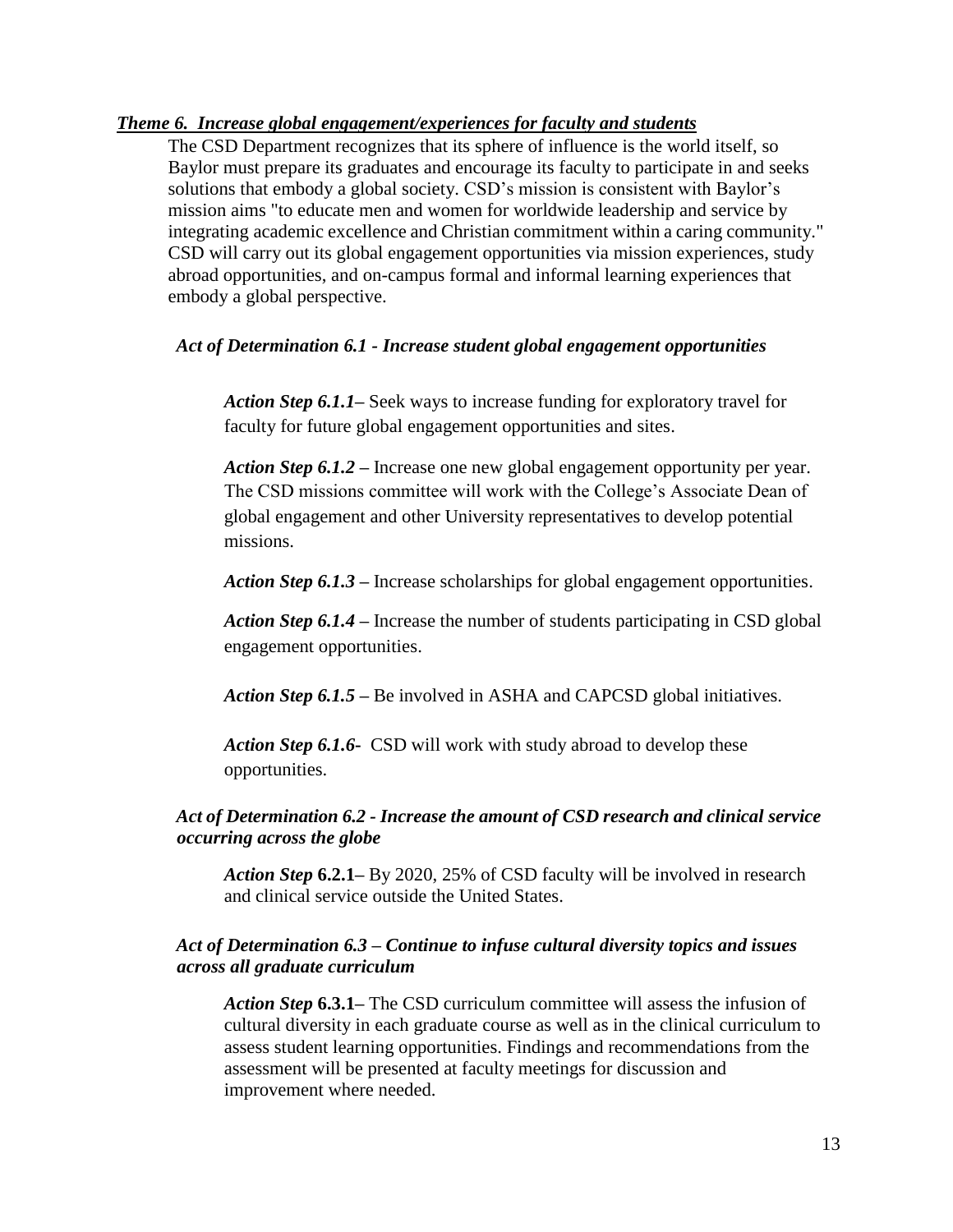***Theme 6. Increase global engagement/experiences for faculty and students***

The CSD Department recognizes that its sphere of influence is the world itself, so Baylor must prepare its graduates and encourage its faculty to participate in and seeks solutions that embody a global society. CSD's mission is consistent with Baylor's mission aims "to educate men and women for worldwide leadership and service by integrating academic excellence and Christian commitment within a caring community." CSD will carry out its global engagement opportunities via mission experiences, study abroad opportunities, and on-campus formal and informal learning experiences that embody a global perspective.

***Act of Determination 6.1 - Increase student global engagement opportunities***

***Action Step 6.1.1***– Seek ways to increase funding for exploratory travel for faculty for future global engagement opportunities and sites.

***Action Step 6.1.2*** – Increase one new global engagement opportunity per year. The CSD missions committee will work with the College's Associate Dean of global engagement and other University representatives to develop potential missions.

***Action Step 6.1.3*** – Increase scholarships for global engagement opportunities.

***Action Step 6.1.4*** – Increase the number of students participating in CSD global engagement opportunities.

***Action Step 6.1.5*** – Be involved in ASHA and CAPCSD global initiatives.

***Action Step 6.1.6***- CSD will work with study abroad to develop these opportunities.

***Act of Determination 6.2 - Increase the amount of CSD research and clinical service occurring across the globe***

***Action Step* 6.2.1**– By 2020, 25% of CSD faculty will be involved in research and clinical service outside the United States.

***Act of Determination 6.3 – Continue to infuse cultural diversity topics and issues across all graduate curriculum***

***Action Step* 6.3.1**– The CSD curriculum committee will assess the infusion of cultural diversity in each graduate course as well as in the clinical curriculum to assess student learning opportunities. Findings and recommendations from the assessment will be presented at faculty meetings for discussion and improvement where needed.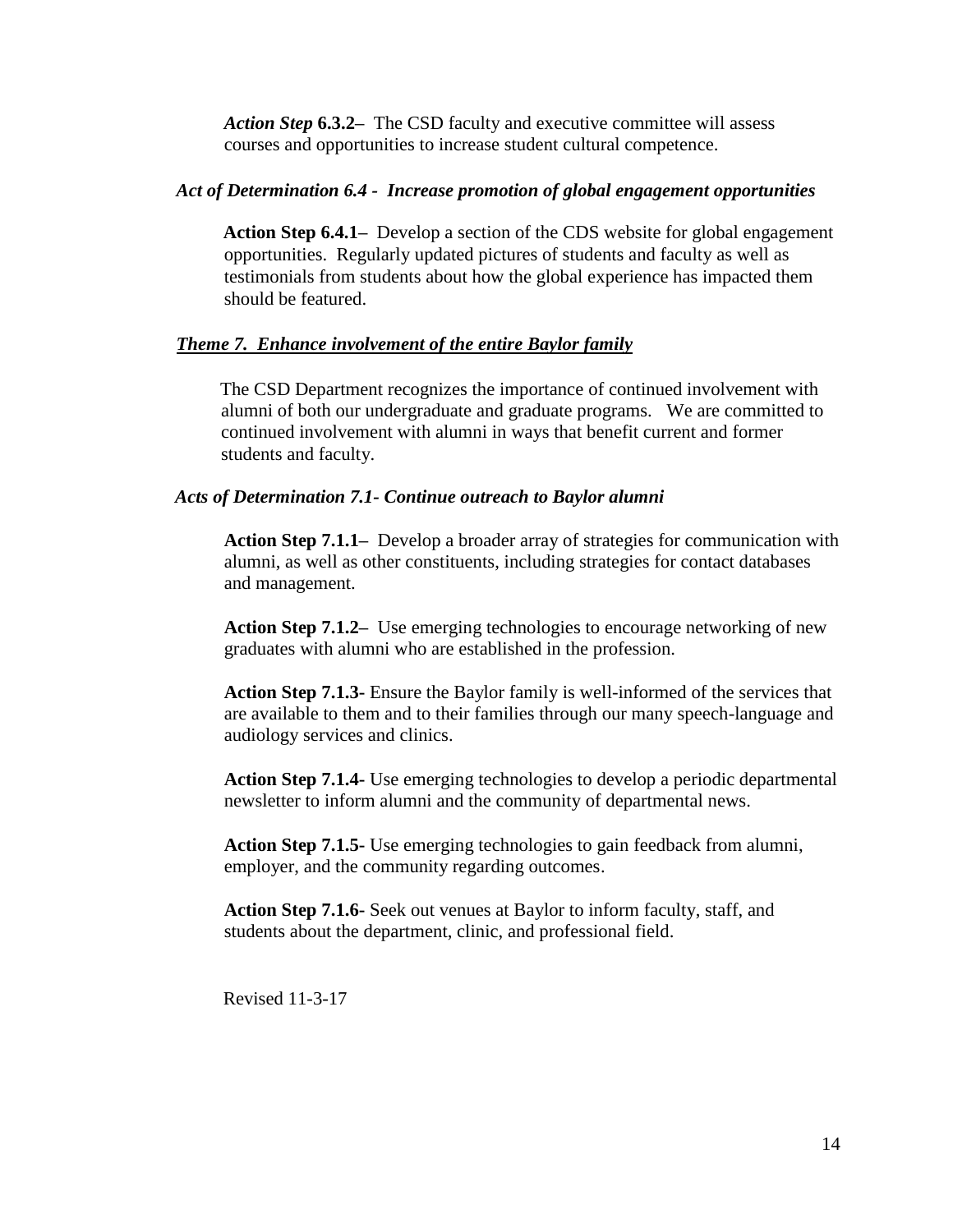*Action Step* **6.3.2**– The CSD faculty and executive committee will assess courses and opportunities to increase student cultural competence.

***Act of Determination 6.4 - Increase promotion of global engagement opportunities***

**Action Step 6.4.1**– Develop a section of the CDS website for global engagement opportunities. Regularly updated pictures of students and faculty as well as testimonials from students about how the global experience has impacted them should be featured.

***<u>Theme 7. Enhance involvement of the entire Baylor family</u>***

The CSD Department recognizes the importance of continued involvement with alumni of both our undergraduate and graduate programs. We are committed to continued involvement with alumni in ways that benefit current and former students and faculty.

***Acts of Determination 7.1- Continue outreach to Baylor alumni***

**Action Step 7.1.1**– Develop a broader array of strategies for communication with alumni, as well as other constituents, including strategies for contact databases and management.

**Action Step 7.1.2**– Use emerging technologies to encourage networking of new graduates with alumni who are established in the profession.

**Action Step 7.1.3-** Ensure the Baylor family is well-informed of the services that are available to them and to their families through our many speech-language and audiology services and clinics.

**Action Step 7.1.4-** Use emerging technologies to develop a periodic departmental newsletter to inform alumni and the community of departmental news.

**Action Step 7.1.5-** Use emerging technologies to gain feedback from alumni, employer, and the community regarding outcomes.

**Action Step 7.1.6-** Seek out venues at Baylor to inform faculty, staff, and students about the department, clinic, and professional field.

Revised 11-3-17